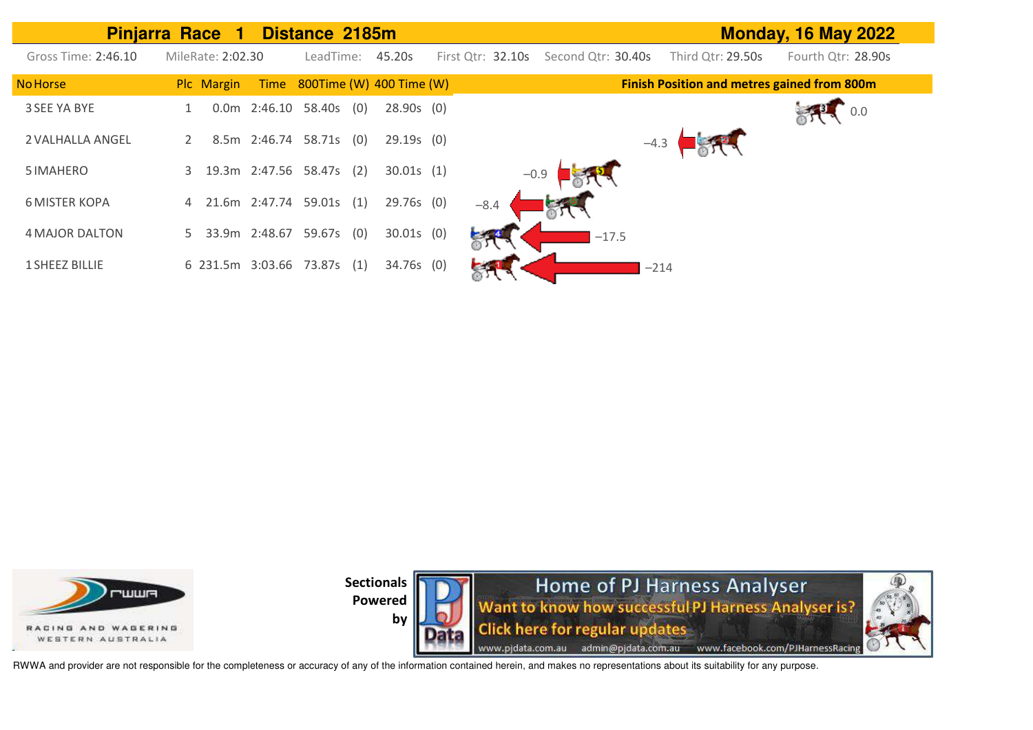# Pinjarra Race 1 Distance 2185m — Monday, 16 May 2022

Gross Time: 2:46.10 | MileRate: 2:02.30 | LeadTime: 45.20s | First Qtr: 32.10s | Second Qtr: 30.40s | Third Qtr: 29.50s | Fourth Qtr: 28.90s

| No | Horse | Plc | Margin | Time | 800Time (W) | | 400 Time (W) | | Finish Position and metres gained from 800m |
|---|---|---|---|---|---|---|---|---|---|
| 3 | SEE YA BYE | 1 | 0.0m | 2:46.10 | 58.40s | (0) | 28.90s | (0) | 0.0 |
| 2 | VALHALLA ANGEL | 2 | 8.5m | 2:46.74 | 58.71s | (0) | 29.19s | (0) | −4.3 |
| 5 | IMAHERO | 3 | 19.3m | 2:47.56 | 58.47s | (2) | 30.01s | (1) | −0.9 |
| 6 | MISTER KOPA | 4 | 21.6m | 2:47.74 | 59.01s | (1) | 29.76s | (0) | −8.4 |
| 4 | MAJOR DALTON | 5 | 33.9m | 2:48.67 | 59.67s | (0) | 30.01s | (0) | −17.5 |
| 1 | SHEEZ BILLIE | 6 | 231.5m | 3:03.66 | 73.87s | (1) | 34.76s | (0) | −214 |

RACING AND WAGERING WESTERN AUSTRALIA

Sectionals Powered by

Home of PJ Harness Analyser
Want to know how successful PJ Harness Analyser is?
Click here for regular updates
www.pjdata.com.au admin@pjdata.com.au www.facebook.com/PJHarnessRacing

RWWA and provider are not responsible for the completeness or accuracy of any of the information contained herein, and makes no representations about its suitability for any purpose.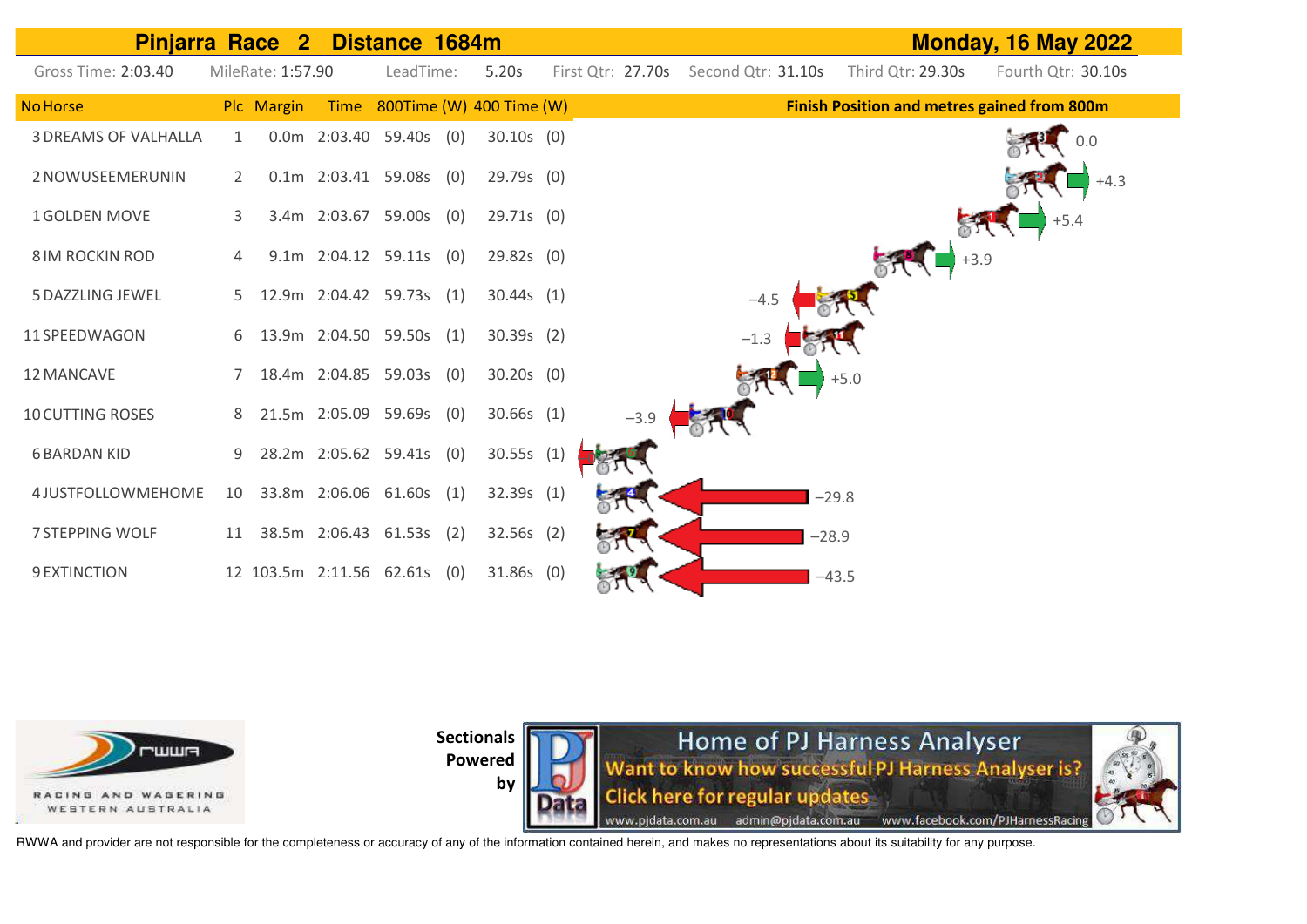# Pinjarra Race 2 Distance 1684m — Monday, 16 May 2022

Gross Time: 2:03.40 MileRate: 1:57.90 LeadTime: 5.20s First Qtr: 27.70s Second Qtr: 31.10s Third Qtr: 29.30s Fourth Qtr: 30.10s

| No | Horse | Plc | Margin | Time | 800Time | (W) | 400 Time | (W) | Finish Position and metres gained from 800m |
|---|---|---|---|---|---|---|---|---|---|
| 3 | DREAMS OF VALHALLA | 1 | 0.0m | 2:03.40 | 59.40s | (0) | 30.10s | (0) | 0.0 |
| 2 | NOWUSEEMERUNIN | 2 | 0.1m | 2:03.41 | 59.08s | (0) | 29.79s | (0) | +4.3 |
| 1 | GOLDEN MOVE | 3 | 3.4m | 2:03.67 | 59.00s | (0) | 29.71s | (0) | +5.4 |
| 8 | IM ROCKIN ROD | 4 | 9.1m | 2:04.12 | 59.11s | (0) | 29.82s | (0) | +3.9 |
| 5 | DAZZLING JEWEL | 5 | 12.9m | 2:04.42 | 59.73s | (1) | 30.44s | (1) | −4.5 |
| 11 | SPEEDWAGON | 6 | 13.9m | 2:04.50 | 59.50s | (1) | 30.39s | (2) | −1.3 |
| 12 | MANCAVE | 7 | 18.4m | 2:04.85 | 59.03s | (0) | 30.20s | (0) | +5.0 |
| 10 | CUTTING ROSES | 8 | 21.5m | 2:05.09 | 59.69s | (0) | 30.66s | (1) | −3.9 |
| 6 | BARDAN KID | 9 | 28.2m | 2:05.62 | 59.41s | (0) | 30.55s | (1) | |
| 4 | JUSTFOLLOWMEHOME | 10 | 33.8m | 2:06.06 | 61.60s | (1) | 32.39s | (1) | −29.8 |
| 7 | STEPPING WOLF | 11 | 38.5m | 2:06.43 | 61.53s | (2) | 32.56s | (2) | −28.9 |
| 9 | EXTINCTION | 12 | 103.5m | 2:11.56 | 62.61s | (0) | 31.86s | (0) | −43.5 |

RWWA — RACING AND WAGERING WESTERN AUSTRALIA

Sectionals Powered by PJ Data — Home of PJ Harness Analyser. Want to know how successful PJ Harness Analyser is? Click here for regular updates. www.pjdata.com.au admin@pjdata.com.au www.facebook.com/PJHarnessRacing

RWWA and provider are not responsible for the completeness or accuracy of any of the information contained herein, and makes no representations about its suitability for any purpose.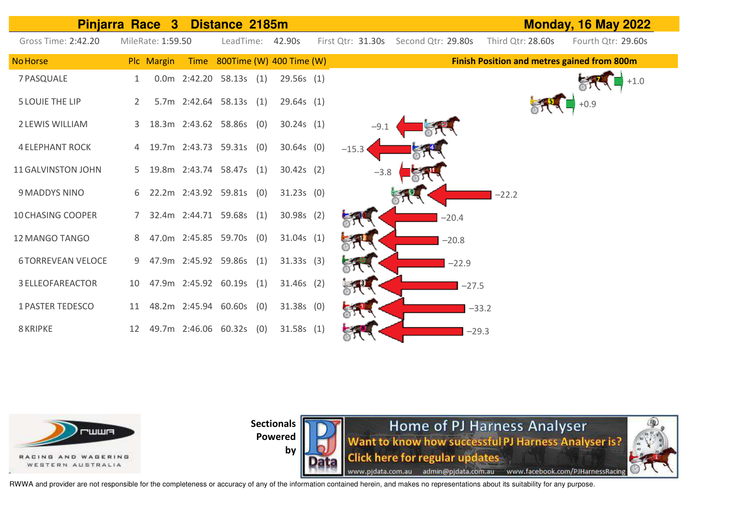# Pinjarra Race 3 Distance 2185m — Monday, 16 May 2022

Gross Time: 2:42.20 | MileRate: 1:59.50 | LeadTime: 42.90s | First Qtr: 31.30s | Second Qtr: 29.80s | Third Qtr: 28.60s | Fourth Qtr: 29.60s

| No | Horse | Plc | Margin | Time | 800Time | (W) | 400 Time | (W) | Finish Position and metres gained from 800m |
|---|---|---|---|---|---|---|---|---|---|
| 7 | PASQUALE | 1 | 0.0m | 2:42.20 | 58.13s | (1) | 29.56s | (1) | +1.0 |
| 5 | LOUIE THE LIP | 2 | 5.7m | 2:42.64 | 58.13s | (1) | 29.64s | (1) | +0.9 |
| 2 | LEWIS WILLIAM | 3 | 18.3m | 2:43.62 | 58.86s | (0) | 30.24s | (1) | −9.1 |
| 4 | ELEPHANT ROCK | 4 | 19.7m | 2:43.73 | 59.31s | (0) | 30.64s | (0) | −15.3 |
| 11 | GALVINSTON JOHN | 5 | 19.8m | 2:43.74 | 58.47s | (1) | 30.42s | (2) | −3.8 |
| 9 | MADDYS NINO | 6 | 22.2m | 2:43.92 | 59.81s | (0) | 31.23s | (0) | −22.2 |
| 10 | CHASING COOPER | 7 | 32.4m | 2:44.71 | 59.68s | (1) | 30.98s | (2) | −20.4 |
| 12 | MANGO TANGO | 8 | 47.0m | 2:45.85 | 59.70s | (0) | 31.04s | (1) | −20.8 |
| 6 | TORREVEAN VELOCE | 9 | 47.9m | 2:45.92 | 59.86s | (1) | 31.33s | (3) | −22.9 |
| 3 | ELLEOFAREACTOR | 10 | 47.9m | 2:45.92 | 60.19s | (1) | 31.46s | (2) | −27.5 |
| 1 | PASTER TEDESCO | 11 | 48.2m | 2:45.94 | 60.60s | (0) | 31.38s | (0) | −33.2 |
| 8 | KRIPKE | 12 | 49.7m | 2:46.06 | 60.32s | (0) | 31.58s | (1) | −29.3 |

Sectionals Powered by

Home of PJ Harness Analyser
Want to know how successful PJ Harness Analyser is?
Click here for regular updates
www.pjdata.com.au admin@pjdata.com.au www.facebook.com/PJHarnessRacing

RWWA and provider are not responsible for the completeness or accuracy of any of the information contained herein, and makes no representations about its suitability for any purpose.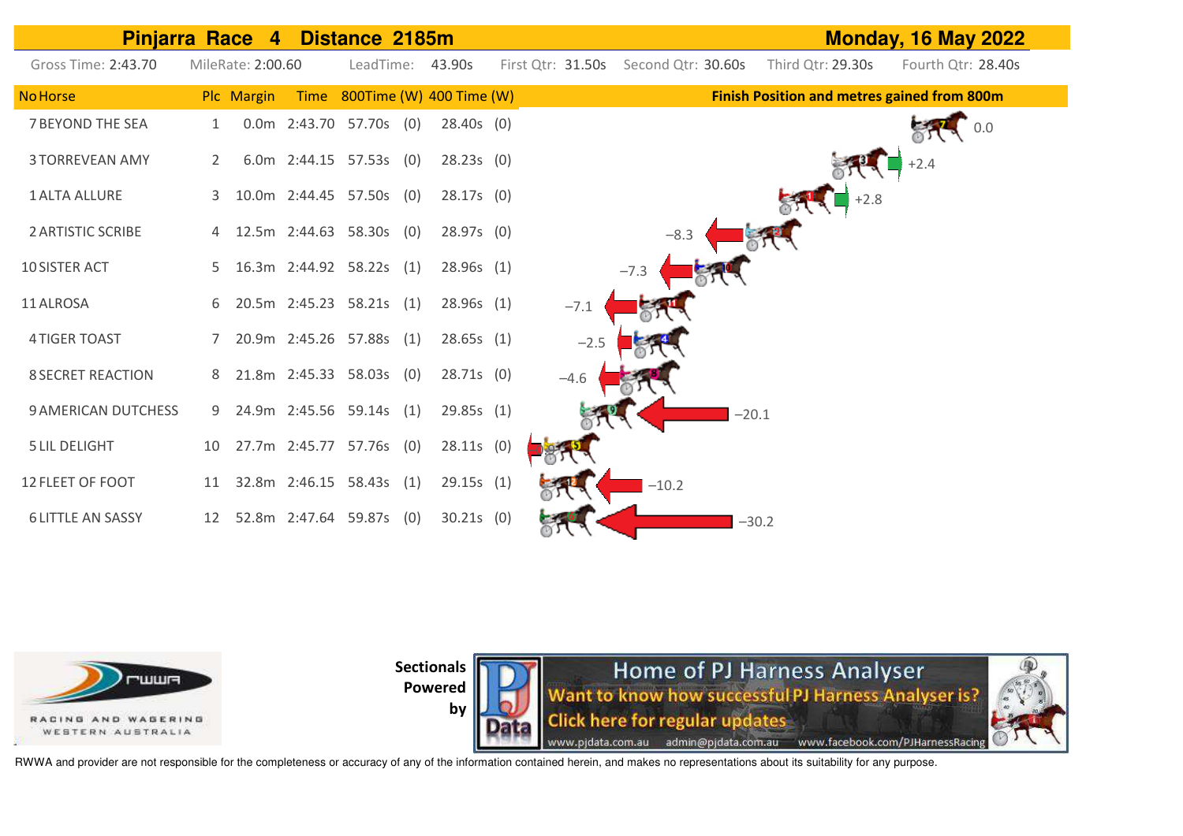# Pinjarra Race 4 Distance 2185m

**Monday, 16 May 2022**

Gross Time: 2:43.70 | MileRate: 2:00.60 | LeadTime: 43.90s | First Qtr: 31.50s | Second Qtr: 30.60s | Third Qtr: 29.30s | Fourth Qtr: 28.40s

| No | Horse | Plc | Margin | Time | 800Time | (W) | 400 Time | (W) | Finish Position and metres gained from 800m |
|---|---|---|---|---|---|---|---|---|---|
| 7 | BEYOND THE SEA | 1 | 0.0m | 2:43.70 | 57.70s | (0) | 28.40s | (0) | 0.0 |
| 3 | TORREVEAN AMY | 2 | 6.0m | 2:44.15 | 57.53s | (0) | 28.23s | (0) | +2.4 |
| 1 | ALTA ALLURE | 3 | 10.0m | 2:44.45 | 57.50s | (0) | 28.17s | (0) | +2.8 |
| 2 | ARTISTIC SCRIBE | 4 | 12.5m | 2:44.63 | 58.30s | (0) | 28.97s | (0) | −8.3 |
| 10 | SISTER ACT | 5 | 16.3m | 2:44.92 | 58.22s | (1) | 28.96s | (1) | −7.3 |
| 11 | ALROSA | 6 | 20.5m | 2:45.23 | 58.21s | (1) | 28.96s | (1) | −7.1 |
| 4 | TIGER TOAST | 7 | 20.9m | 2:45.26 | 57.88s | (1) | 28.65s | (1) | −2.5 |
| 8 | SECRET REACTION | 8 | 21.8m | 2:45.33 | 58.03s | (0) | 28.71s | (0) | −4.6 |
| 9 | AMERICAN DUTCHESS | 9 | 24.9m | 2:45.56 | 59.14s | (1) | 29.85s | (1) | −20.1 |
| 5 | LIL DELIGHT | 10 | 27.7m | 2:45.77 | 57.76s | (0) | 28.11s | (0) | |
| 12 | FLEET OF FOOT | 11 | 32.8m | 2:46.15 | 58.43s | (1) | 29.15s | (1) | −10.2 |
| 6 | LITTLE AN SASSY | 12 | 52.8m | 2:47.64 | 59.87s | (0) | 30.21s | (0) | −30.2 |

RACING AND WAGERING WESTERN AUSTRALIA

Sectionals Powered by

Home of PJ Harness Analyser
Want to know how successful PJ Harness Analyser is?
Click here for regular updates
www.pjdata.com.au admin@pjdata.com.au www.facebook.com/PJHarnessRacing

RWWA and provider are not responsible for the completeness or accuracy of any of the information contained herein, and makes no representations about its suitability for any purpose.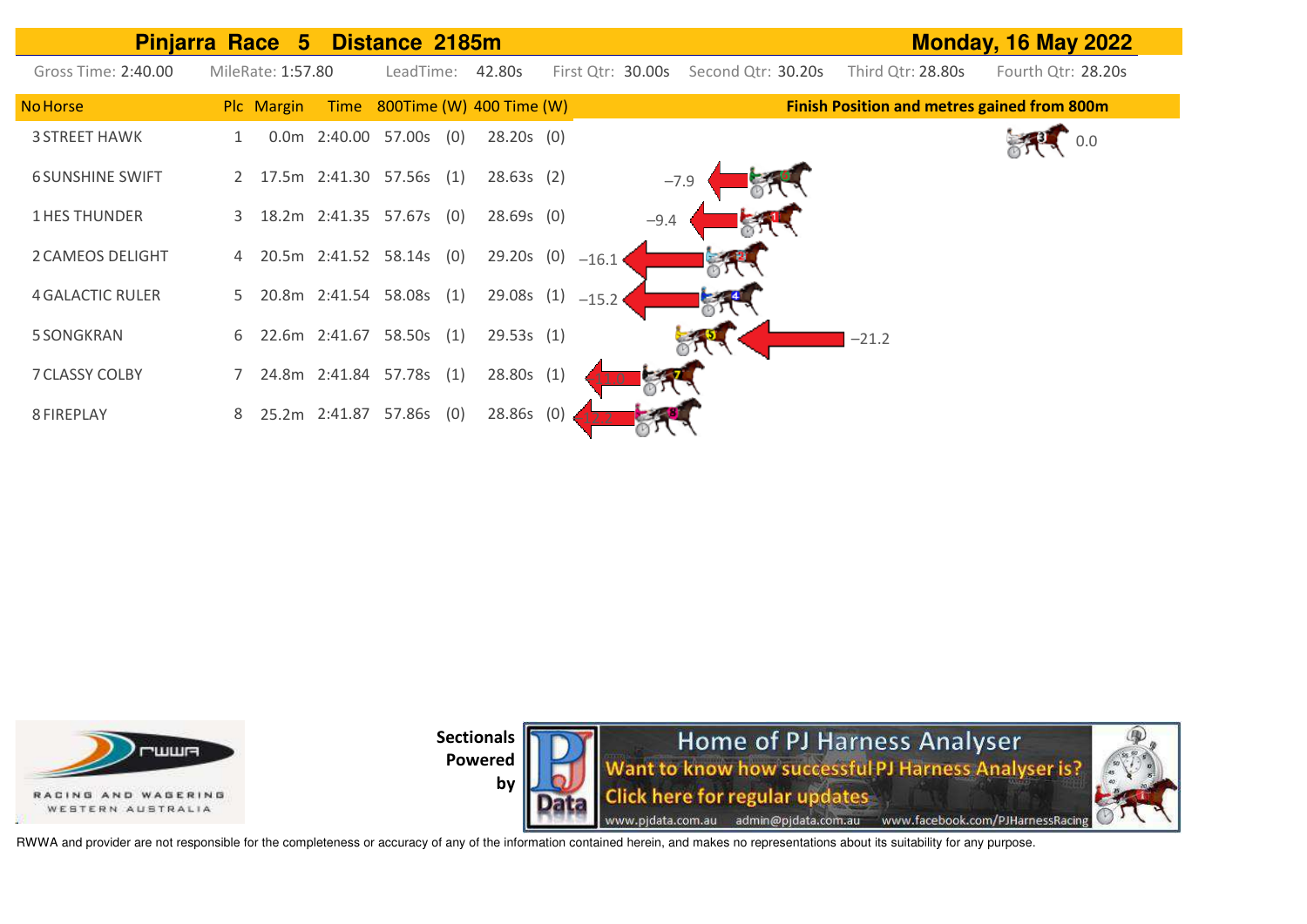# Pinjarra Race 5 Distance 2185m — Monday, 16 May 2022

Gross Time: 2:40.00 | MileRate: 1:57.80 | LeadTime: 42.80s | First Qtr: 30.00s | Second Qtr: 30.20s | Third Qtr: 28.80s | Fourth Qtr: 28.20s

| No | Horse | Plc | Margin | Time | 800Time | (W) | 400 Time | (W) | Finish Position and metres gained from 800m |
|---|---|---|---|---|---|---|---|---|---|
| 3 | STREET HAWK | 1 | 0.0m | 2:40.00 | 57.00s | (0) | 28.20s | (0) | 0.0 |
| 6 | SUNSHINE SWIFT | 2 | 17.5m | 2:41.30 | 57.56s | (1) | 28.63s | (2) | −7.9 |
| 1 | HES THUNDER | 3 | 18.2m | 2:41.35 | 57.67s | (0) | 28.69s | (0) | −9.4 |
| 2 | CAMEOS DELIGHT | 4 | 20.5m | 2:41.52 | 58.14s | (0) | 29.20s | (0) | −16.1 |
| 4 | GALACTIC RULER | 5 | 20.8m | 2:41.54 | 58.08s | (1) | 29.08s | (1) | −15.2 |
| 5 | SONGKRAN | 6 | 22.6m | 2:41.67 | 58.50s | (1) | 29.53s | (1) | −21.2 |
| 7 | CLASSY COLBY | 7 | 24.8m | 2:41.84 | 57.78s | (1) | 28.80s | (1) | |
| 8 | FIREPLAY | 8 | 25.2m | 2:41.87 | 57.86s | (0) | 28.86s | (0) | |

RACING AND WAGERING WESTERN AUSTRALIA

Sectionals Powered by

Home of PJ Harness Analyser
Want to know how successful PJ Harness Analyser is?
Click here for regular updates
www.pjdata.com.au admin@pjdata.com.au www.facebook.com/PJHarnessRacing

RWWA and provider are not responsible for the completeness or accuracy of any of the information contained herein, and makes no representations about its suitability for any purpose.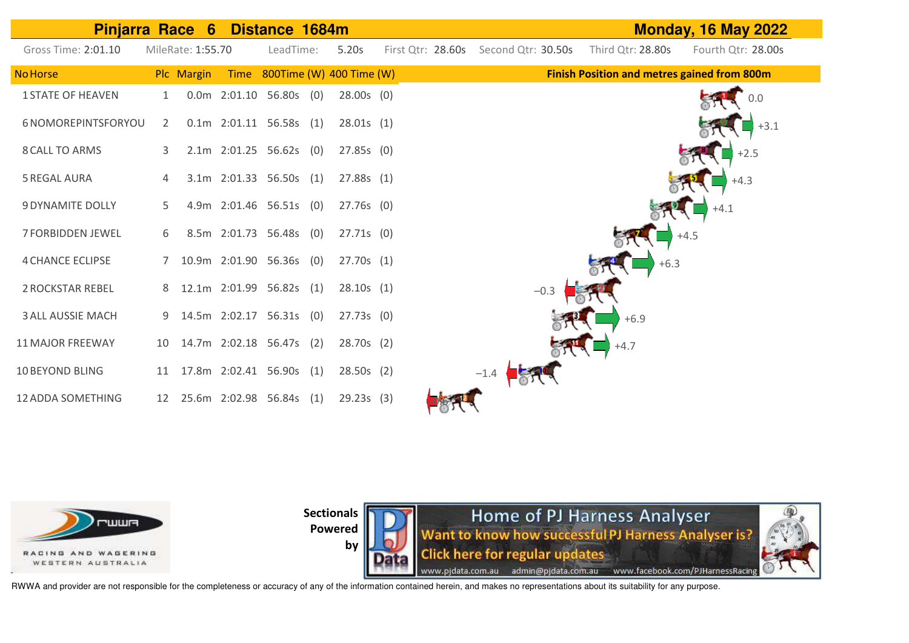## Pinjarra Race 6 Distance 1684m — Monday, 16 May 2022

Gross Time: 2:01.10 | MileRate: 1:55.70 | LeadTime: 5.20s | First Qtr: 28.60s | Second Qtr: 30.50s | Third Qtr: 28.80s | Fourth Qtr: 28.00s

| No | Horse | Plc | Margin | Time | 800Time | (W) | 400 Time | (W) | Finish Position and metres gained from 800m |
|---|---|---|---|---|---|---|---|---|---|
| 1 | STATE OF HEAVEN | 1 | 0.0m | 2:01.10 | 56.80s | (0) | 28.00s | (0) | 0.0 |
| 6 | NOMOREPINTSFORYOU | 2 | 0.1m | 2:01.11 | 56.58s | (1) | 28.01s | (1) | +3.1 |
| 8 | CALL TO ARMS | 3 | 2.1m | 2:01.25 | 56.62s | (0) | 27.85s | (0) | +2.5 |
| 5 | REGAL AURA | 4 | 3.1m | 2:01.33 | 56.50s | (1) | 27.88s | (1) | +4.3 |
| 9 | DYNAMITE DOLLY | 5 | 4.9m | 2:01.46 | 56.51s | (0) | 27.76s | (0) | +4.1 |
| 7 | FORBIDDEN JEWEL | 6 | 8.5m | 2:01.73 | 56.48s | (0) | 27.71s | (0) | +4.5 |
| 4 | CHANCE ECLIPSE | 7 | 10.9m | 2:01.90 | 56.36s | (0) | 27.70s | (1) | +6.3 |
| 2 | ROCKSTAR REBEL | 8 | 12.1m | 2:01.99 | 56.82s | (1) | 28.10s | (1) | −0.3 |
| 3 | ALL AUSSIE MACH | 9 | 14.5m | 2:02.17 | 56.31s | (0) | 27.73s | (0) | +6.9 |
| 11 | MAJOR FREEWAY | 10 | 14.7m | 2:02.18 | 56.47s | (2) | 28.70s | (2) | +4.7 |
| 10 | BEYOND BLING | 11 | 17.8m | 2:02.41 | 56.90s | (1) | 28.50s | (2) | −1.4 |
| 12 | ADDA SOMETHING | 12 | 25.6m | 2:02.98 | 56.84s | (1) | 29.23s | (3) | |

RACING AND WAGERING WESTERN AUSTRALIA

Sectionals Powered by

Home of PJ Harness Analyser
Want to know how successful PJ Harness Analyser is?
Click here for regular updates
www.pjdata.com.au admin@pjdata.com.au www.facebook.com/PJHarnessRacing

RWWA and provider are not responsible for the completeness or accuracy of any of the information contained herein, and makes no representations about its suitability for any purpose.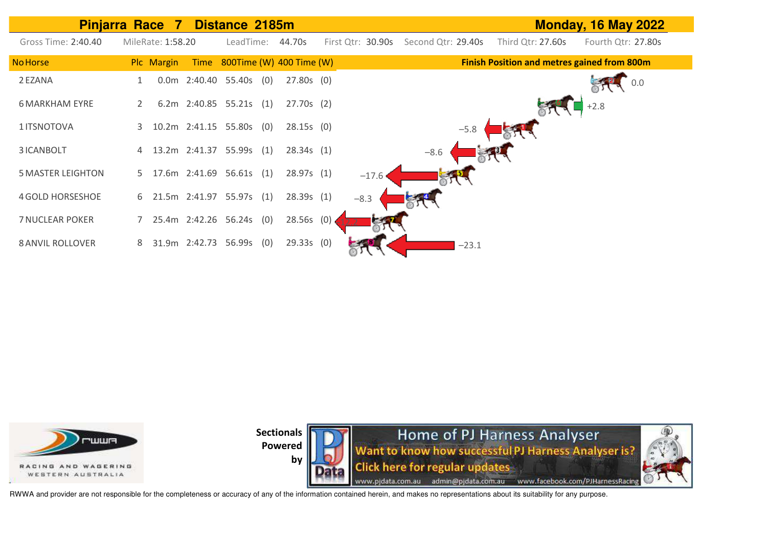# Pinjarra Race 7 Distance 2185m

**Monday, 16 May 2022**

Gross Time: 2:40.40 | MileRate: 1:58.20 | LeadTime: 44.70s | First Qtr: 30.90s | Second Qtr: 29.40s | Third Qtr: 27.60s | Fourth Qtr: 27.80s

| No | Horse | Plc | Margin | Time | 800Time | (W) | 400 Time | (W) | Finish Position and metres gained from 800m |
|---|---|---|---|---|---|---|---|---|---|
| 2 | EZANA | 1 | 0.0m | 2:40.40 | 55.40s | (0) | 27.80s | (0) | 0.0 |
| 6 | MARKHAM EYRE | 2 | 6.2m | 2:40.85 | 55.21s | (1) | 27.70s | (2) | +2.8 |
| 1 | ITSNOTOVA | 3 | 10.2m | 2:41.15 | 55.80s | (0) | 28.15s | (0) | −5.8 |
| 3 | ICANBOLT | 4 | 13.2m | 2:41.37 | 55.99s | (1) | 28.34s | (1) | −8.6 |
| 5 | MASTER LEIGHTON | 5 | 17.6m | 2:41.69 | 56.61s | (1) | 28.97s | (1) | −17.6 |
| 4 | GOLD HORSESHOE | 6 | 21.5m | 2:41.97 | 55.97s | (1) | 28.39s | (1) | −8.3 |
| 7 | NUCLEAR POKER | 7 | 25.4m | 2:42.26 | 56.24s | (0) | 28.56s | (0) | |
| 8 | ANVIL ROLLOVER | 8 | 31.9m | 2:42.73 | 56.99s | (0) | 29.33s | (0) | −23.1 |

RACING AND WAGERING WESTERN AUSTRALIA

Sectionals Powered by

Home of PJ Harness Analyser
Want to know how successful PJ Harness Analyser is?
Click here for regular updates
www.pjdata.com.au admin@pjdata.com.au www.facebook.com/PJHarnessRacing

RWWA and provider are not responsible for the completeness or accuracy of any of the information contained herein, and makes no representations about its suitability for any purpose.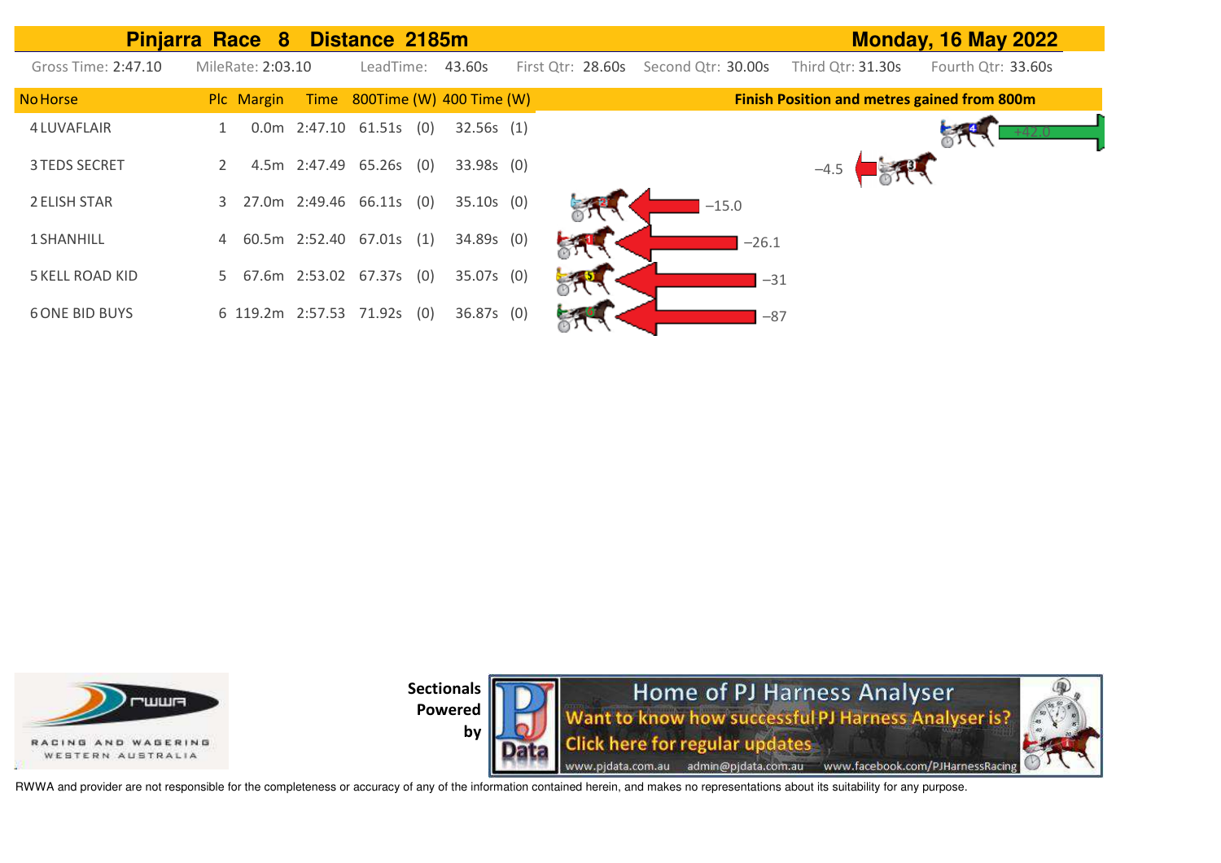# Pinjarra Race 8 Distance 2185m

**Monday, 16 May 2022**

Gross Time: 2:47.10 | MileRate: 2:03.10 | LeadTime: 43.60s | First Qtr: 28.60s | Second Qtr: 30.00s | Third Qtr: 31.30s | Fourth Qtr: 33.60s

| No | Horse | Plc | Margin | Time | 800Time | (W) | 400 Time | (W) |
|---|---|---|---|---|---|---|---|---|
| 4 | LUVAFLAIR | 1 | 0.0m | 2:47.10 | 61.51s | (0) | 32.56s | (1) |
| 3 | TEDS SECRET | 2 | 4.5m | 2:47.49 | 65.26s | (0) | 33.98s | (0) |
| 2 | ELISH STAR | 3 | 27.0m | 2:49.46 | 66.11s | (0) | 35.10s | (0) |
| 1 | SHANHILL | 4 | 60.5m | 2:52.40 | 67.01s | (1) | 34.89s | (0) |
| 5 | KELL ROAD KID | 5 | 67.6m | 2:53.02 | 67.37s | (0) | 35.07s | (0) |
| 6 | ONE BID BUYS | 6 | 119.2m | 2:57.53 | 71.92s | (0) | 36.87s | (0) |

**Finish Position and metres gained from 800m**

+42.0
−4.5
−15.0
−26.1
−31
−87

Sectionals Powered by

Home of PJ Harness Analyser
Want to know how successful PJ Harness Analyser is?
Click here for regular updates
www.pjdata.com.au admin@pjdata.com.au www.facebook.com/PJHarnessRacing

RACING AND WAGERING WESTERN AUSTRALIA

RWWA and provider are not responsible for the completeness or accuracy of any of the information contained herein, and makes no representations about its suitability for any purpose.